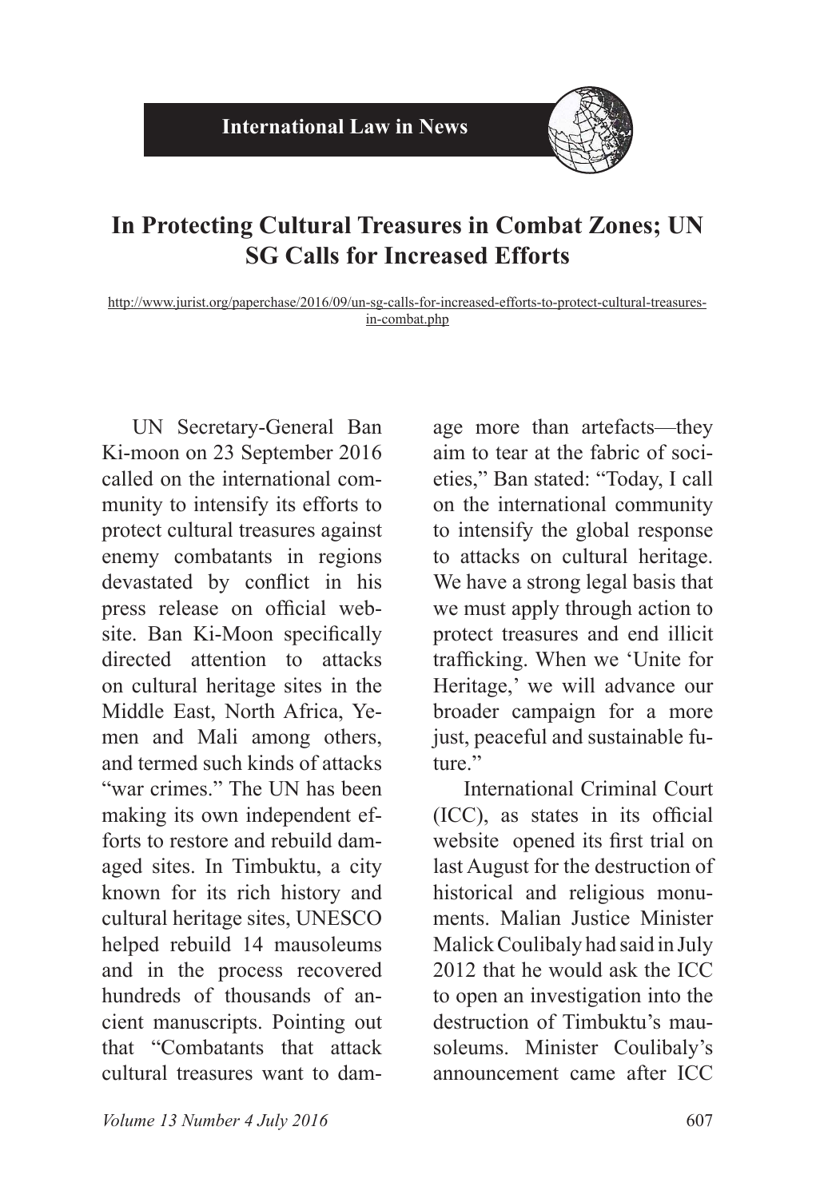International Law in News

# In Protecting Cultural Treasures in Combat Zones; UN SG Calls for Increased Efforts

http://www.jurist.org/paperchase/2016/09/un-sg-calls-for-increased-efforts-to-protect-cultural-treasures-in-combat.php

UN Secretary-General Ban Ki-moon on 23 September 2016 called on the international community to intensify its efforts to protect cultural treasures against enemy combatants in regions devastated by conflict in his press release on official website. Ban Ki-Moon specifically directed attention to attacks on cultural heritage sites in the Middle East, North Africa, Yemen and Mali among others, and termed such kinds of attacks "war crimes." The UN has been making its own independent efforts to restore and rebuild damaged sites. In Timbuktu, a city known for its rich history and cultural heritage sites, UNESCO helped rebuild 14 mausoleums and in the process recovered hundreds of thousands of ancient manuscripts. Pointing out that "Combatants that attack cultural treasures want to damage more than artefacts—they aim to tear at the fabric of societies," Ban stated: "Today, I call on the international community to intensify the global response to attacks on cultural heritage. We have a strong legal basis that we must apply through action to protect treasures and end illicit trafficking. When we 'Unite for Heritage,' we will advance our broader campaign for a more just, peaceful and sustainable future."

International Criminal Court (ICC), as states in its official website opened its first trial on last August for the destruction of historical and religious monuments. Malian Justice Minister Malick Coulibaly had said in July 2012 that he would ask the ICC to open an investigation into the destruction of Timbuktu's mausoleums. Minister Coulibaly's announcement came after ICC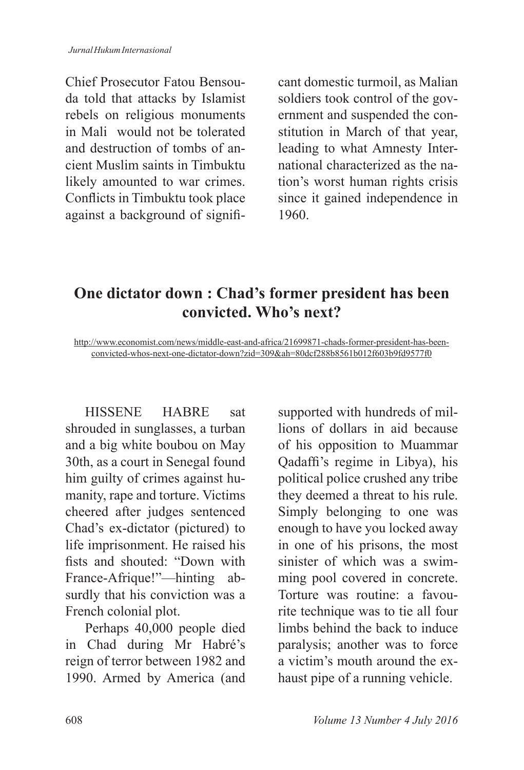Chief Prosecutor Fatou Bensouda told that attacks by Islamist rebels on religious monuments in Mali would not be tolerated and destruction of tombs of ancient Muslim saints in Timbuktu likely amounted to war crimes. Conflicts in Timbuktu took place against a background of significant domestic turmoil, as Malian soldiers took control of the government and suspended the constitution in March of that year, leading to what Amnesty International characterized as the nation's worst human rights crisis since it gained independence in 1960.

## One dictator down : Chad's former president has been convicted. Who's next?

http://www.economist.com/news/middle-east-and-africa/21699871-chads-former-president-has-been-convicted-whos-next-one-dictator-down?zid=309&ah=80dcf288b8561b012f603b9fd9577f0

HISSENE HABRE sat shrouded in sunglasses, a turban and a big white boubou on May 30th, as a court in Senegal found him guilty of crimes against humanity, rape and torture. Victims cheered after judges sentenced Chad's ex-dictator (pictured) to life imprisonment. He raised his fists and shouted: "Down with France-Afrique!"—hinting absurdly that his conviction was a French colonial plot.

Perhaps 40,000 people died in Chad during Mr Habré's reign of terror between 1982 and 1990. Armed by America (and supported with hundreds of millions of dollars in aid because of his opposition to Muammar Qadaffi's regime in Libya), his political police crushed any tribe they deemed a threat to his rule. Simply belonging to one was enough to have you locked away in one of his prisons, the most sinister of which was a swimming pool covered in concrete. Torture was routine: a favourite technique was to tie all four limbs behind the back to induce paralysis; another was to force a victim's mouth around the exhaust pipe of a running vehicle.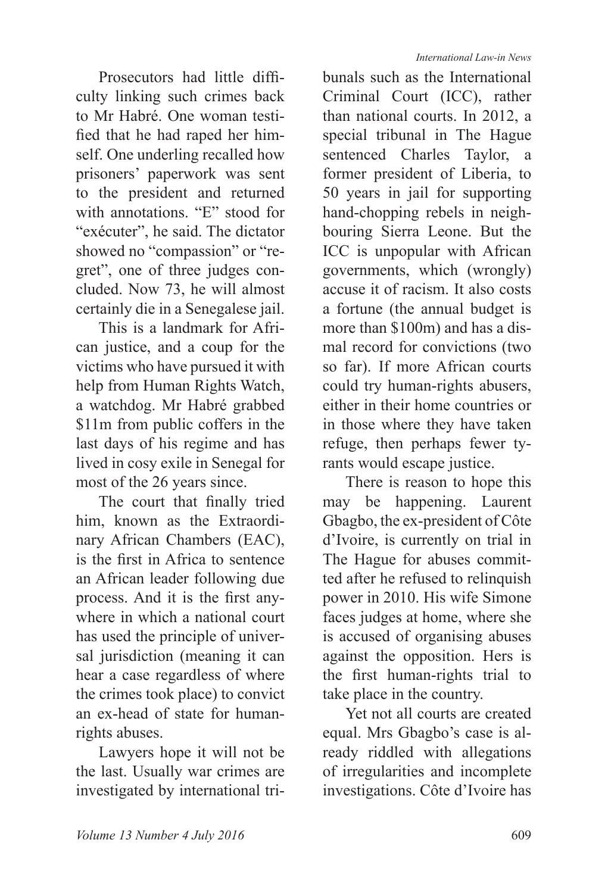Prosecutors had little difficulty linking such crimes back to Mr Habré. One woman testified that he had raped her himself. One underling recalled how prisoners' paperwork was sent to the president and returned with annotations. "E" stood for "exécuter", he said. The dictator showed no "compassion" or "regret", one of three judges concluded. Now 73, he will almost certainly die in a Senegalese jail.

This is a landmark for African justice, and a coup for the victims who have pursued it with help from Human Rights Watch, a watchdog. Mr Habré grabbed $11m from public coffers in the last days of his regime and has lived in cosy exile in Senegal for most of the 26 years since.

The court that finally tried him, known as the Extraordinary African Chambers (EAC), is the first in Africa to sentence an African leader following due process. And it is the first anywhere in which a national court has used the principle of universal jurisdiction (meaning it can hear a case regardless of where the crimes took place) to convict an ex-head of state for human-rights abuses.

Lawyers hope it will not be the last. Usually war crimes are investigated by international tribunals such as the International Criminal Court (ICC), rather than national courts. In 2012, a special tribunal in The Hague sentenced Charles Taylor, a former president of Liberia, to 50 years in jail for supporting hand-chopping rebels in neighbouring Sierra Leone. But the ICC is unpopular with African governments, which (wrongly) accuse it of racism. It also costs a fortune (the annual budget is more than $100m) and has a dismal record for convictions (two so far). If more African courts could try human-rights abusers, either in their home countries or in those where they have taken refuge, then perhaps fewer tyrants would escape justice.

There is reason to hope this may be happening. Laurent Gbagbo, the ex-president of Côte d'Ivoire, is currently on trial in The Hague for abuses committed after he refused to relinquish power in 2010. His wife Simone faces judges at home, where she is accused of organising abuses against the opposition. Hers is the first human-rights trial to take place in the country.

Yet not all courts are created equal. Mrs Gbagbo's case is already riddled with allegations of irregularities and incomplete investigations. Côte d'Ivoire has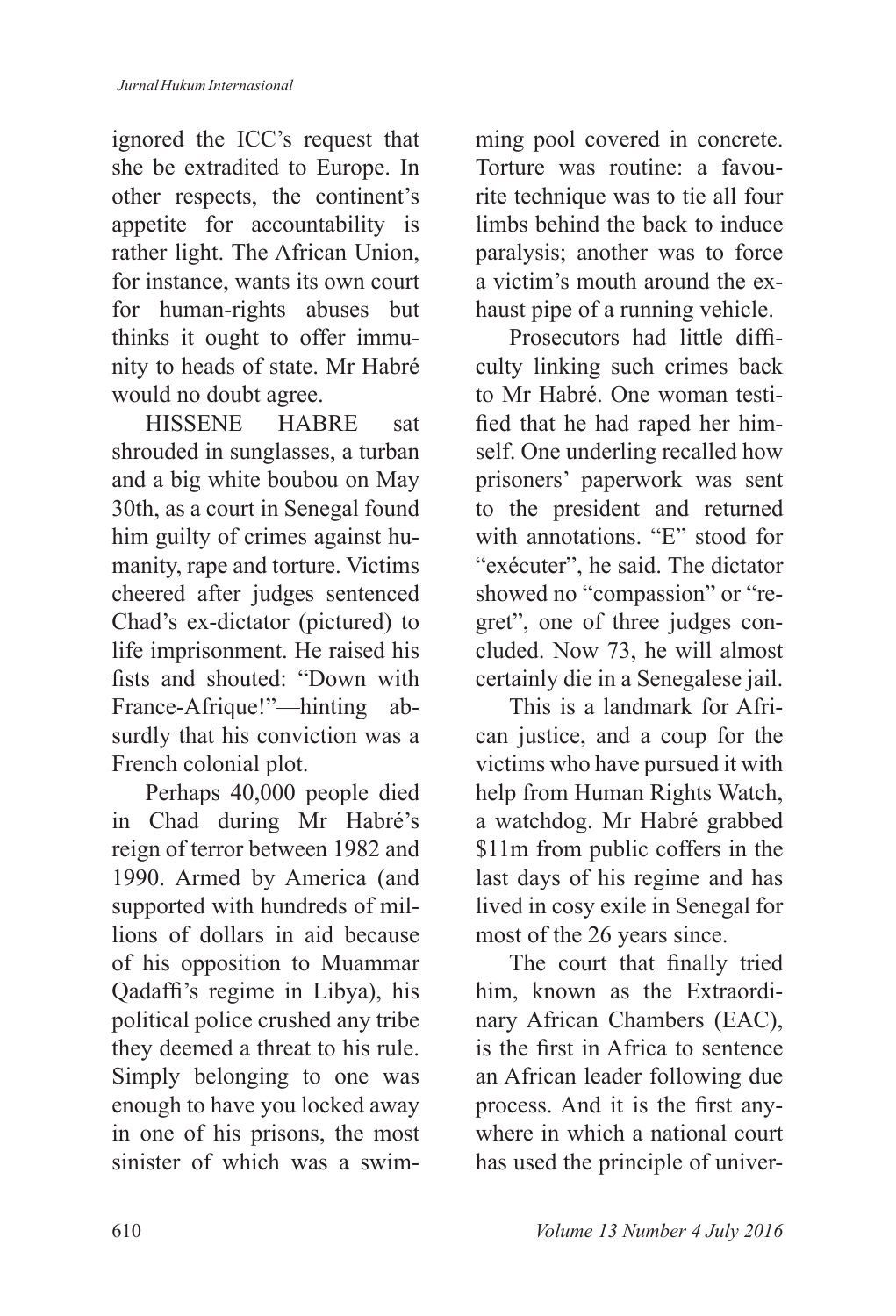ignored the ICC's request that she be extradited to Europe. In other respects, the continent's appetite for accountability is rather light. The African Union, for instance, wants its own court for human-rights abuses but thinks it ought to offer immunity to heads of state. Mr Habré would no doubt agree.

HISSENE HABRE sat shrouded in sunglasses, a turban and a big white boubou on May 30th, as a court in Senegal found him guilty of crimes against humanity, rape and torture. Victims cheered after judges sentenced Chad's ex-dictator (pictured) to life imprisonment. He raised his fists and shouted: "Down with France-Afrique!"—hinting absurdly that his conviction was a French colonial plot.

Perhaps 40,000 people died in Chad during Mr Habré's reign of terror between 1982 and 1990. Armed by America (and supported with hundreds of millions of dollars in aid because of his opposition to Muammar Qadaffi's regime in Libya), his political police crushed any tribe they deemed a threat to his rule. Simply belonging to one was enough to have you locked away in one of his prisons, the most sinister of which was a swimming pool covered in concrete. Torture was routine: a favourite technique was to tie all four limbs behind the back to induce paralysis; another was to force a victim's mouth around the exhaust pipe of a running vehicle.

Prosecutors had little difficulty linking such crimes back to Mr Habré. One woman testified that he had raped her himself. One underling recalled how prisoners' paperwork was sent to the president and returned with annotations. "E" stood for "exécuter", he said. The dictator showed no "compassion" or "regret", one of three judges concluded. Now 73, he will almost certainly die in a Senegalese jail.

This is a landmark for African justice, and a coup for the victims who have pursued it with help from Human Rights Watch, a watchdog. Mr Habré grabbed $11m from public coffers in the last days of his regime and has lived in cosy exile in Senegal for most of the 26 years since.

The court that finally tried him, known as the Extraordinary African Chambers (EAC), is the first in Africa to sentence an African leader following due process. And it is the first anywhere in which a national court has used the principle of univer-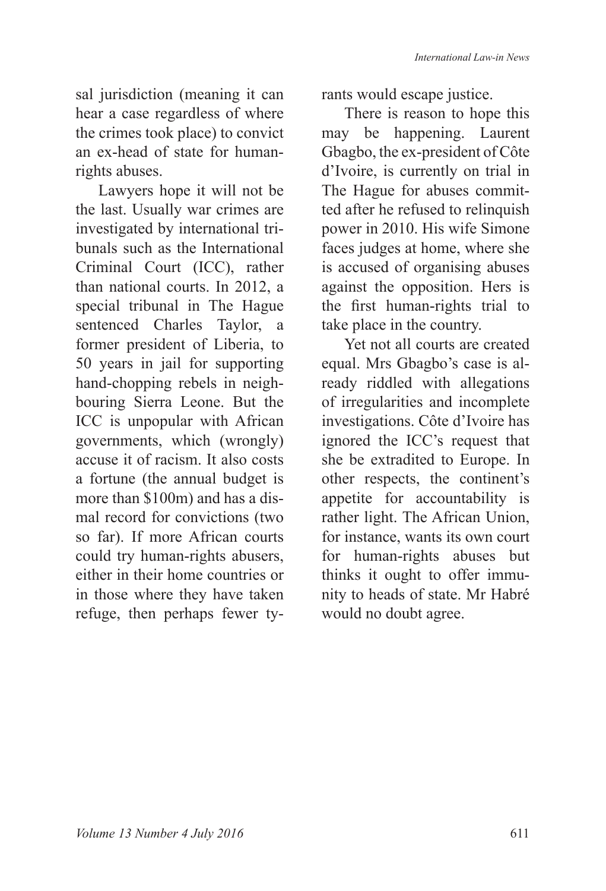sal jurisdiction (meaning it can hear a case regardless of where the crimes took place) to convict an ex-head of state for human-rights abuses.

Lawyers hope it will not be the last. Usually war crimes are investigated by international tribunals such as the International Criminal Court (ICC), rather than national courts. In 2012, a special tribunal in The Hague sentenced Charles Taylor, a former president of Liberia, to 50 years in jail for supporting hand-chopping rebels in neighbouring Sierra Leone. But the ICC is unpopular with African governments, which (wrongly) accuse it of racism. It also costs a fortune (the annual budget is more than $100m) and has a dismal record for convictions (two so far). If more African courts could try human-rights abusers, either in their home countries or in those where they have taken refuge, then perhaps fewer tyrants would escape justice.

There is reason to hope this may be happening. Laurent Gbagbo, the ex-president of Côte d'Ivoire, is currently on trial in The Hague for abuses committed after he refused to relinquish power in 2010. His wife Simone faces judges at home, where she is accused of organising abuses against the opposition. Hers is the first human-rights trial to take place in the country.

Yet not all courts are created equal. Mrs Gbagbo's case is already riddled with allegations of irregularities and incomplete investigations. Côte d'Ivoire has ignored the ICC's request that she be extradited to Europe. In other respects, the continent's appetite for accountability is rather light. The African Union, for instance, wants its own court for human-rights abuses but thinks it ought to offer immunity to heads of state. Mr Habré would no doubt agree.